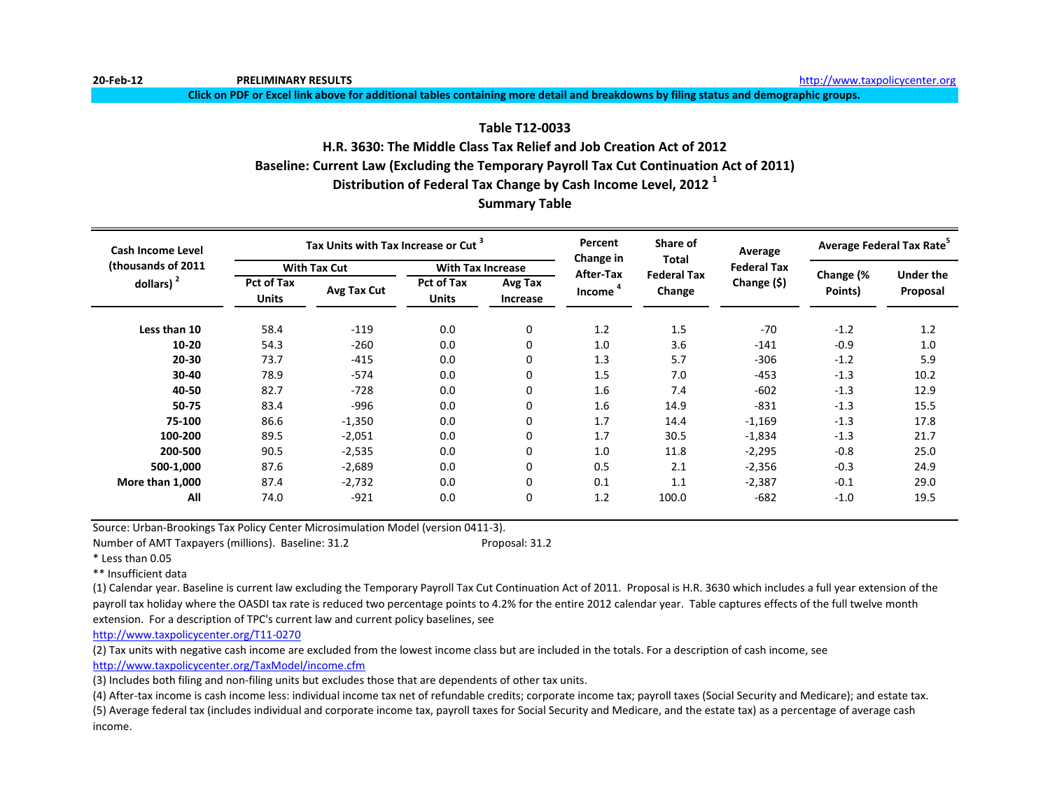20-Feb-12 PRELIMINARY RESULTS http://www.taxpolicycenter.org

Click on PDF or Excel link above for additional tables containing more detail and breakdowns by filing status and demographic groups.

## Table T12-0033

## H.R. 3630: The Middle Class Tax Relief and Job Creation Act of 2012

## Baseline: Current Law (Excluding the Temporary Payroll Tax Cut Continuation Act of 2011)

## Distribution of Federal Tax Change by Cash Income Level, 2012 [1]

## Summary Table

| Cash Income Level (thousands of 2011 dollars) [2] | Tax Units with Tax Increase or Cut [3] | | | | Percent Change in After-Tax Income [4] | Share of Total Federal Tax Change | Average Federal Tax Change ($) | Average Federal Tax Rate[5] | |
|---|---|---|---|---|---|---|---|---|---|
| | With Tax Cut | | With Tax Increase | | | | | | |
| | Pct of Tax Units | Avg Tax Cut | Pct of Tax Units | Avg Tax Increase | | | | Change (% Points) | Under the Proposal |
| Less than 10 | 58.4 | -119 | 0.0 | 0 | 1.2 | 1.5 | -70 | -1.2 | 1.2 |
| 10-20 | 54.3 | -260 | 0.0 | 0 | 1.0 | 3.6 | -141 | -0.9 | 1.0 |
| 20-30 | 73.7 | -415 | 0.0 | 0 | 1.3 | 5.7 | -306 | -1.2 | 5.9 |
| 30-40 | 78.9 | -574 | 0.0 | 0 | 1.5 | 7.0 | -453 | -1.3 | 10.2 |
| 40-50 | 82.7 | -728 | 0.0 | 0 | 1.6 | 7.4 | -602 | -1.3 | 12.9 |
| 50-75 | 83.4 | -996 | 0.0 | 0 | 1.6 | 14.9 | -831 | -1.3 | 15.5 |
| 75-100 | 86.6 | -1,350 | 0.0 | 0 | 1.7 | 14.4 | -1,169 | -1.3 | 17.8 |
| 100-200 | 89.5 | -2,051 | 0.0 | 0 | 1.7 | 30.5 | -1,834 | -1.3 | 21.7 |
| 200-500 | 90.5 | -2,535 | 0.0 | 0 | 1.0 | 11.8 | -2,295 | -0.8 | 25.0 |
| 500-1,000 | 87.6 | -2,689 | 0.0 | 0 | 0.5 | 2.1 | -2,356 | -0.3 | 24.9 |
| More than 1,000 | 87.4 | -2,732 | 0.0 | 0 | 0.1 | 1.1 | -2,387 | -0.1 | 29.0 |
| All | 74.0 | -921 | 0.0 | 0 | 1.2 | 100.0 | -682 | -1.0 | 19.5 |

Source: Urban-Brookings Tax Policy Center Microsimulation Model (version 0411-3).

Number of AMT Taxpayers (millions). Baseline: 31.2 Proposal: 31.2

\* Less than 0.05

\*\* Insufficient data

(1) Calendar year. Baseline is current law excluding the Temporary Payroll Tax Cut Continuation Act of 2011. Proposal is H.R. 3630 which includes a full year extension of the payroll tax holiday where the OASDI tax rate is reduced two percentage points to 4.2% for the entire 2012 calendar year. Table captures effects of the full twelve month extension. For a description of TPC's current law and current policy baselines, see http://www.taxpolicycenter.org/T11-0270

(2) Tax units with negative cash income are excluded from the lowest income class but are included in the totals. For a description of cash income, see http://www.taxpolicycenter.org/TaxModel/income.cfm

(3) Includes both filing and non-filing units but excludes those that are dependents of other tax units.

(4) After-tax income is cash income less: individual income tax net of refundable credits; corporate income tax; payroll taxes (Social Security and Medicare); and estate tax.

(5) Average federal tax (includes individual and corporate income tax, payroll taxes for Social Security and Medicare, and the estate tax) as a percentage of average cash income.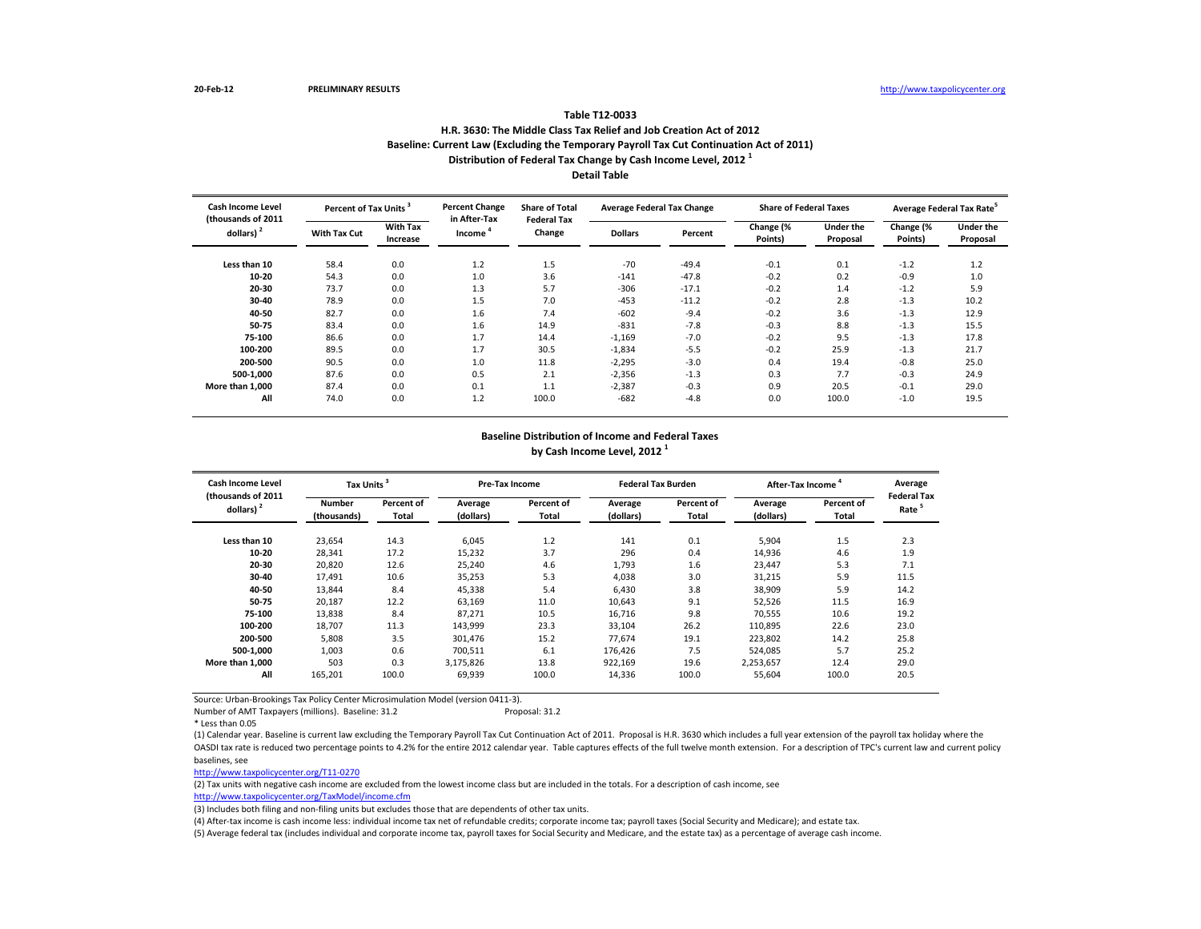20-Feb-12 PRELIMINARY RESULTS http://www.taxpolicycenter.org

## Table T12-0033

### H.R. 3630: The Middle Class Tax Relief and Job Creation Act of 2012
### Baseline: Current Law (Excluding the Temporary Payroll Tax Cut Continuation Act of 2011)
### Distribution of Federal Tax Change by Cash Income Level, 2012 [1]
### Detail Table

| Cash Income Level (thousands of 2011 dollars) [2] | Percent of Tax Units [3] | | Percent Change in After-Tax Income [4] | Share of Total Federal Tax Change | Average Federal Tax Change | | Share of Federal Taxes | | Average Federal Tax Rate [5] | |
|---|---|---|---|---|---|---|---|---|---|---|
| | With Tax Cut | With Tax Increase | | | Dollars | Percent | Change (% Points) | Under the Proposal | Change (% Points) | Under the Proposal |
| Less than 10 | 58.4 | 0.0 | 1.2 | 1.5 | -70 | -49.4 | -0.1 | 0.1 | -1.2 | 1.2 |
| 10-20 | 54.3 | 0.0 | 1.0 | 3.6 | -141 | -47.8 | -0.2 | 0.2 | -0.9 | 1.0 |
| 20-30 | 73.7 | 0.0 | 1.3 | 5.7 | -306 | -17.1 | -0.2 | 1.4 | -1.2 | 5.9 |
| 30-40 | 78.9 | 0.0 | 1.5 | 7.0 | -453 | -11.2 | -0.2 | 2.8 | -1.3 | 10.2 |
| 40-50 | 82.7 | 0.0 | 1.6 | 7.4 | -602 | -9.4 | -0.2 | 3.6 | -1.3 | 12.9 |
| 50-75 | 83.4 | 0.0 | 1.6 | 14.9 | -831 | -7.8 | -0.3 | 8.8 | -1.3 | 15.5 |
| 75-100 | 86.6 | 0.0 | 1.7 | 14.4 | -1,169 | -7.0 | -0.2 | 9.5 | -1.3 | 17.8 |
| 100-200 | 89.5 | 0.0 | 1.7 | 30.5 | -1,834 | -5.5 | -0.2 | 25.9 | -1.3 | 21.7 |
| 200-500 | 90.5 | 0.0 | 1.0 | 11.8 | -2,295 | -3.0 | 0.4 | 19.4 | -0.8 | 25.0 |
| 500-1,000 | 87.6 | 0.0 | 0.5 | 2.1 | -2,356 | -1.3 | 0.3 | 7.7 | -0.3 | 24.9 |
| More than 1,000 | 87.4 | 0.0 | 0.1 | 1.1 | -2,387 | -0.3 | 0.9 | 20.5 | -0.1 | 29.0 |
| All | 74.0 | 0.0 | 1.2 | 100.0 | -682 | -4.8 | 0.0 | 100.0 | -1.0 | 19.5 |

### Baseline Distribution of Income and Federal Taxes by Cash Income Level, 2012 [1]

| Cash Income Level (thousands of 2011 dollars) [2] | Tax Units [3] | | Pre-Tax Income | | Federal Tax Burden | | After-Tax Income [4] | | Average Federal Tax Rate [5] |
|---|---|---|---|---|---|---|---|---|---|
| | Number (thousands) | Percent of Total | Average (dollars) | Percent of Total | Average (dollars) | Percent of Total | Average (dollars) | Percent of Total | |
| Less than 10 | 23,654 | 14.3 | 6,045 | 1.2 | 141 | 0.1 | 5,904 | 1.5 | 2.3 |
| 10-20 | 28,341 | 17.2 | 15,232 | 3.7 | 296 | 0.4 | 14,936 | 4.6 | 1.9 |
| 20-30 | 20,820 | 12.6 | 25,240 | 4.6 | 1,793 | 1.6 | 23,447 | 5.3 | 7.1 |
| 30-40 | 17,491 | 10.6 | 35,253 | 5.3 | 4,038 | 3.0 | 31,215 | 5.9 | 11.5 |
| 40-50 | 13,844 | 8.4 | 45,338 | 5.4 | 6,430 | 3.8 | 38,909 | 5.9 | 14.2 |
| 50-75 | 20,187 | 12.2 | 63,169 | 11.0 | 10,643 | 9.1 | 52,526 | 11.5 | 16.9 |
| 75-100 | 13,838 | 8.4 | 87,271 | 10.5 | 16,716 | 9.8 | 70,555 | 10.6 | 19.2 |
| 100-200 | 18,707 | 11.3 | 143,999 | 23.3 | 33,104 | 26.2 | 110,895 | 22.6 | 23.0 |
| 200-500 | 5,808 | 3.5 | 301,476 | 15.2 | 77,674 | 19.1 | 223,802 | 14.2 | 25.8 |
| 500-1,000 | 1,003 | 0.6 | 700,511 | 6.1 | 176,426 | 7.5 | 524,085 | 5.7 | 25.2 |
| More than 1,000 | 503 | 0.3 | 3,175,826 | 13.8 | 922,169 | 19.6 | 2,253,657 | 12.4 | 29.0 |
| All | 165,201 | 100.0 | 69,939 | 100.0 | 14,336 | 100.0 | 55,604 | 100.0 | 20.5 |

Source: Urban-Brookings Tax Policy Center Microsimulation Model (version 0411-3).

Number of AMT Taxpayers (millions). Baseline: 31.2 Proposal: 31.2

* Less than 0.05

(1) Calendar year. Baseline is current law excluding the Temporary Payroll Tax Cut Continuation Act of 2011. Proposal is H.R. 3630 which includes a full year extension of the payroll tax holiday where the OASDI tax rate is reduced two percentage points to 4.2% for the entire 2012 calendar year. Table captures effects of the full twelve month extension. For a description of TPC's current law and current policy baselines, see

http://www.taxpolicycenter.org/T11-0270

(2) Tax units with negative cash income are excluded from the lowest income class but are included in the totals. For a description of cash income, see

http://www.taxpolicycenter.org/TaxModel/income.cfm

(3) Includes both filing and non-filing units but excludes those that are dependents of other tax units.

(4) After-tax income is cash income less: individual income tax net of refundable credits; corporate income tax; payroll taxes (Social Security and Medicare); and estate tax.

(5) Average federal tax (includes individual and corporate income tax, payroll taxes for Social Security and Medicare, and the estate tax) as a percentage of average cash income.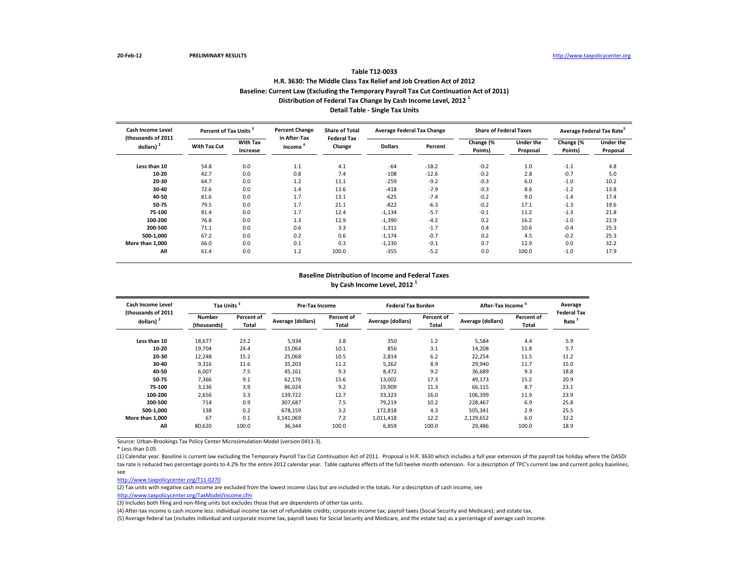20-Feb-12 **PRELIMINARY RESULTS** http://www.taxpolicycenter.org

**Table T12-0033**

**H.R. 3630: The Middle Class Tax Relief and Job Creation Act of 2012**

**Baseline: Current Law (Excluding the Temporary Payroll Tax Cut Continuation Act of 2011)**

**Distribution of Federal Tax Change by Cash Income Level, 2012 [1]**

**Detail Table - Single Tax Units**

| Cash Income Level (thousands of 2011 dollars) [2] | Percent of Tax Units [3] | | Percent Change in After-Tax Income [4] | Share of Total Federal Tax Change | Average Federal Tax Change | | Share of Federal Taxes | | Average Federal Tax Rate [5] | |
|---|---|---|---|---|---|---|---|---|---|---|
| | With Tax Cut | With Tax Increase | | | Dollars | Percent | Change (% Points) | Under the Proposal | Change (% Points) | Under the Proposal |
| Less than 10 | 54.8 | 0.0 | 1.1 | 4.1 | -64 | -18.2 | -0.2 | 1.0 | -1.1 | 4.8 |
| 10-20 | 42.7 | 0.0 | 0.8 | 7.4 | -108 | -12.6 | -0.2 | 2.8 | -0.7 | 5.0 |
| 20-30 | 64.7 | 0.0 | 1.2 | 11.1 | -259 | -9.2 | -0.3 | 6.0 | -1.0 | 10.2 |
| 30-40 | 72.6 | 0.0 | 1.4 | 13.6 | -418 | -7.9 | -0.3 | 8.6 | -1.2 | 13.8 |
| 40-50 | 81.6 | 0.0 | 1.7 | 13.1 | -625 | -7.4 | -0.2 | 9.0 | -1.4 | 17.4 |
| 50-75 | 79.5 | 0.0 | 1.7 | 21.1 | -822 | -6.3 | -0.2 | 17.1 | -1.3 | 19.6 |
| 75-100 | 81.4 | 0.0 | 1.7 | 12.4 | -1,134 | -5.7 | -0.1 | 11.2 | -1.3 | 21.8 |
| 100-200 | 76.8 | 0.0 | 1.3 | 12.9 | -1,390 | -4.2 | 0.2 | 16.2 | -1.0 | 22.9 |
| 200-500 | 71.1 | 0.0 | 0.6 | 3.3 | -1,311 | -1.7 | 0.4 | 10.6 | -0.4 | 25.3 |
| 500-1,000 | 67.2 | 0.0 | 0.2 | 0.6 | -1,174 | -0.7 | 0.2 | 4.5 | -0.2 | 25.3 |
| More than 1,000 | 66.0 | 0.0 | 0.1 | 0.3 | -1,230 | -0.1 | 0.7 | 12.9 | 0.0 | 32.2 |
| All | 61.4 | 0.0 | 1.2 | 100.0 | -355 | -5.2 | 0.0 | 100.0 | -1.0 | 17.9 |

**Baseline Distribution of Income and Federal Taxes by Cash Income Level, 2012 [1]**

| Cash Income Level (thousands of 2011 dollars) [2] | Tax Units [3] | | Pre-Tax Income | | Federal Tax Burden | | After-Tax Income [4] | | Average Federal Tax Rate [5] |
|---|---|---|---|---|---|---|---|---|---|
| | Number (thousands) | Percent of Total | Average (dollars) | Percent of Total | Average (dollars) | Percent of Total | Average (dollars) | Percent of Total | |
| Less than 10 | 18,677 | 23.2 | 5,934 | 3.8 | 350 | 1.2 | 5,584 | 4.4 | 5.9 |
| 10-20 | 19,704 | 24.4 | 15,064 | 10.1 | 856 | 3.1 | 14,208 | 11.8 | 5.7 |
| 20-30 | 12,248 | 15.2 | 25,068 | 10.5 | 2,814 | 6.2 | 22,254 | 11.5 | 11.2 |
| 30-40 | 9,316 | 11.6 | 35,203 | 11.2 | 5,262 | 8.9 | 29,940 | 11.7 | 15.0 |
| 40-50 | 6,007 | 7.5 | 45,161 | 9.3 | 8,472 | 9.2 | 36,689 | 9.3 | 18.8 |
| 50-75 | 7,366 | 9.1 | 62,176 | 15.6 | 13,002 | 17.3 | 49,173 | 15.2 | 20.9 |
| 75-100 | 3,136 | 3.9 | 86,024 | 9.2 | 19,909 | 11.3 | 66,115 | 8.7 | 23.1 |
| 100-200 | 2,656 | 3.3 | 139,722 | 12.7 | 33,323 | 16.0 | 106,399 | 11.9 | 23.9 |
| 200-500 | 714 | 0.9 | 307,687 | 7.5 | 79,219 | 10.2 | 228,467 | 6.9 | 25.8 |
| 500-1,000 | 138 | 0.2 | 678,159 | 3.2 | 172,818 | 4.3 | 505,341 | 2.9 | 25.5 |
| More than 1,000 | 67 | 0.1 | 3,141,069 | 7.2 | 1,011,418 | 12.2 | 2,129,652 | 6.0 | 32.2 |
| All | 80,620 | 100.0 | 36,344 | 100.0 | 6,859 | 100.0 | 29,486 | 100.0 | 18.9 |

Source: Urban-Brookings Tax Policy Center Microsimulation Model (version 0411-3).

* Less than 0.05

(1) Calendar year. Baseline is current law excluding the Temporary Payroll Tax Cut Continuation Act of 2011. Proposal is H.R. 3630 which includes a full year extension of the payroll tax holiday where the OASDI tax rate is reduced two percentage points to 4.2% for the entire 2012 calendar year. Table captures effects of the full twelve month extension. For a description of TPC's current law and current policy baselines, see

http://www.taxpolicycenter.org/T11-0270

(2) Tax units with negative cash income are excluded from the lowest income class but are included in the totals. For a description of cash income, see

http://www.taxpolicycenter.org/TaxModel/income.cfm

(3) Includes both filing and non-filing units but excludes those that are dependents of other tax units.

(4) After-tax income is cash income less: individual income tax net of refundable credits; corporate income tax; payroll taxes (Social Security and Medicare); and estate tax.

(5) Average federal tax (includes individual and corporate income tax, payroll taxes for Social Security and Medicare, and the estate tax) as a percentage of average cash income.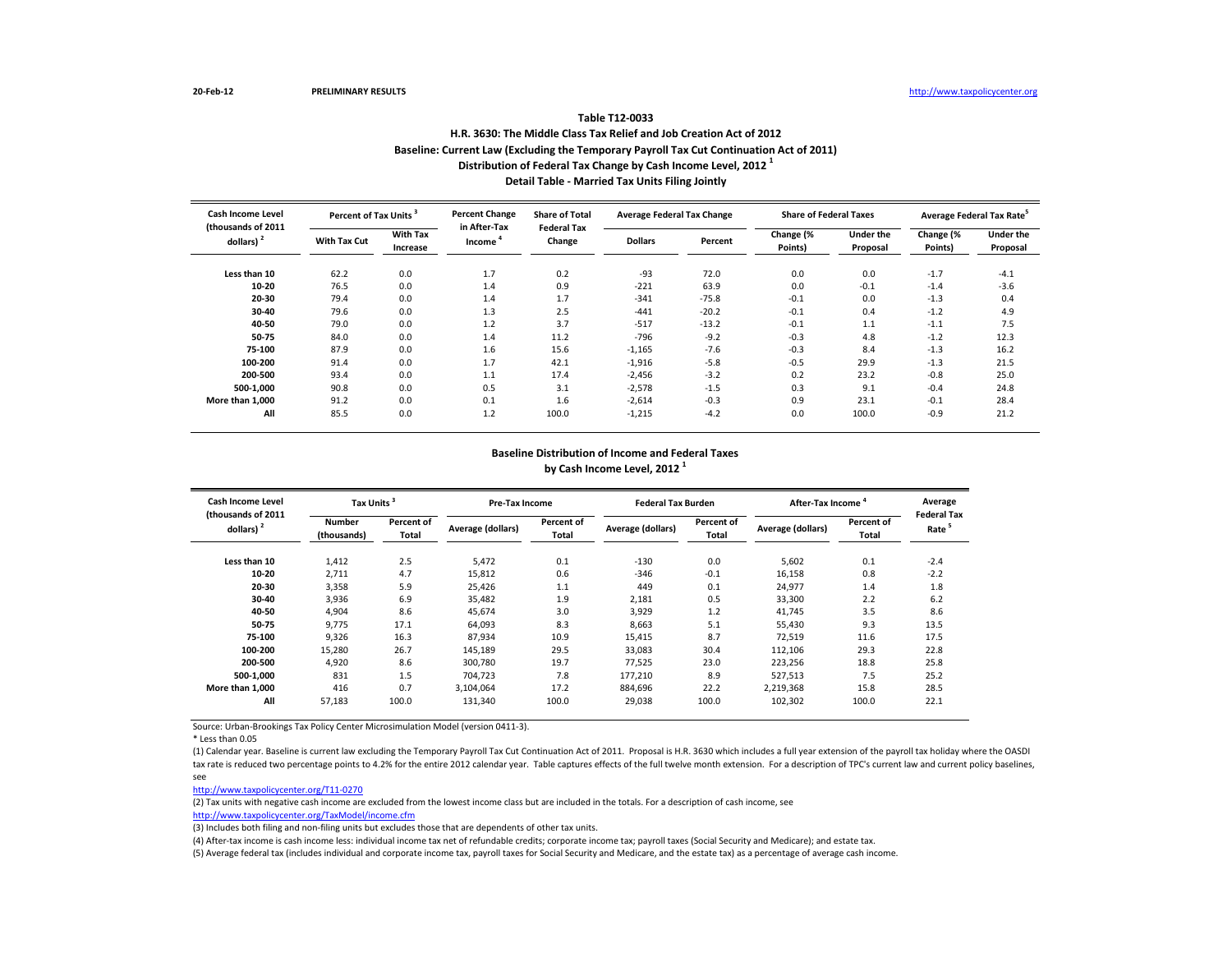20-Feb-12 PRELIMINARY RESULTS http://www.taxpolicycenter.org

# Table T12-0033

## H.R. 3630: The Middle Class Tax Relief and Job Creation Act of 2012

### Baseline: Current Law (Excluding the Temporary Payroll Tax Cut Continuation Act of 2011)

### Distribution of Federal Tax Change by Cash Income Level, 2012 [1]

### Detail Table - Married Tax Units Filing Jointly

| Cash Income Level (thousands of 2011 dollars) [2] | Percent of Tax Units [3] | | Percent Change in After-Tax Income [4] | Share of Total Federal Tax Change | Average Federal Tax Change | | Share of Federal Taxes | | Average Federal Tax Rate [5] | |
|---|---|---|---|---|---|---|---|---|---|---|
| | With Tax Cut | With Tax Increase | | | Dollars | Percent | Change (% Points) | Under the Proposal | Change (% Points) | Under the Proposal |
| Less than 10 | 62.2 | 0.0 | 1.7 | 0.2 | -93 | 72.0 | 0.0 | 0.0 | -1.7 | -4.1 |
| 10-20 | 76.5 | 0.0 | 1.4 | 0.9 | -221 | 63.9 | 0.0 | -0.1 | -1.4 | -3.6 |
| 20-30 | 79.4 | 0.0 | 1.4 | 1.7 | -341 | -75.8 | -0.1 | 0.0 | -1.3 | 0.4 |
| 30-40 | 79.6 | 0.0 | 1.3 | 2.5 | -441 | -20.2 | -0.1 | 0.4 | -1.2 | 4.9 |
| 40-50 | 79.0 | 0.0 | 1.2 | 3.7 | -517 | -13.2 | -0.1 | 1.1 | -1.1 | 7.5 |
| 50-75 | 84.0 | 0.0 | 1.4 | 11.2 | -796 | -9.2 | -0.3 | 4.8 | -1.2 | 12.3 |
| 75-100 | 87.9 | 0.0 | 1.6 | 15.6 | -1,165 | -7.6 | -0.3 | 8.4 | -1.3 | 16.2 |
| 100-200 | 91.4 | 0.0 | 1.7 | 42.1 | -1,916 | -5.8 | -0.5 | 29.9 | -1.3 | 21.5 |
| 200-500 | 93.4 | 0.0 | 1.1 | 17.4 | -2,456 | -3.2 | 0.2 | 23.2 | -0.8 | 25.0 |
| 500-1,000 | 90.8 | 0.0 | 0.5 | 3.1 | -2,578 | -1.5 | 0.3 | 9.1 | -0.4 | 24.8 |
| More than 1,000 | 91.2 | 0.0 | 0.1 | 1.6 | -2,614 | -0.3 | 0.9 | 23.1 | -0.1 | 28.4 |
| All | 85.5 | 0.0 | 1.2 | 100.0 | -1,215 | -4.2 | 0.0 | 100.0 | -0.9 | 21.2 |

### Baseline Distribution of Income and Federal Taxes by Cash Income Level, 2012 [1]

| Cash Income Level (thousands of 2011 dollars) [2] | Tax Units [3] | | Pre-Tax Income | | Federal Tax Burden | | After-Tax Income [4] | | Average Federal Tax Rate [5] |
|---|---|---|---|---|---|---|---|---|---|
| | Number (thousands) | Percent of Total | Average (dollars) | Percent of Total | Average (dollars) | Percent of Total | Average (dollars) | Percent of Total | |
| Less than 10 | 1,412 | 2.5 | 5,472 | 0.1 | -130 | 0.0 | 5,602 | 0.1 | -2.4 |
| 10-20 | 2,711 | 4.7 | 15,812 | 0.6 | -346 | -0.1 | 16,158 | 0.8 | -2.2 |
| 20-30 | 3,358 | 5.9 | 25,426 | 1.1 | 449 | 0.1 | 24,977 | 1.4 | 1.8 |
| 30-40 | 3,936 | 6.9 | 35,482 | 1.9 | 2,181 | 0.5 | 33,300 | 2.2 | 6.2 |
| 40-50 | 4,904 | 8.6 | 45,674 | 3.0 | 3,929 | 1.2 | 41,745 | 3.5 | 8.6 |
| 50-75 | 9,775 | 17.1 | 64,093 | 8.3 | 8,663 | 5.1 | 55,430 | 9.3 | 13.5 |
| 75-100 | 9,326 | 16.3 | 87,934 | 10.9 | 15,415 | 8.7 | 72,519 | 11.6 | 17.5 |
| 100-200 | 15,280 | 26.7 | 145,189 | 29.5 | 33,083 | 30.4 | 112,106 | 29.3 | 22.8 |
| 200-500 | 4,920 | 8.6 | 300,780 | 19.7 | 77,525 | 23.0 | 223,256 | 18.8 | 25.8 |
| 500-1,000 | 831 | 1.5 | 704,723 | 7.8 | 177,210 | 8.9 | 527,513 | 7.5 | 25.2 |
| More than 1,000 | 416 | 0.7 | 3,104,064 | 17.2 | 884,696 | 22.2 | 2,219,368 | 15.8 | 28.5 |
| All | 57,183 | 100.0 | 131,340 | 100.0 | 29,038 | 100.0 | 102,302 | 100.0 | 22.1 |

Source: Urban-Brookings Tax Policy Center Microsimulation Model (version 0411-3).

* Less than 0.05

(1) Calendar year. Baseline is current law excluding the Temporary Payroll Tax Cut Continuation Act of 2011. Proposal is H.R. 3630 which includes a full year extension of the payroll tax holiday where the OASDI tax rate is reduced two percentage points to 4.2% for the entire 2012 calendar year. Table captures effects of the full twelve month extension. For a description of TPC's current law and current policy baselines, see

http://www.taxpolicycenter.org/T11-0270

(2) Tax units with negative cash income are excluded from the lowest income class but are included in the totals. For a description of cash income, see

http://www.taxpolicycenter.org/TaxModel/income.cfm

(3) Includes both filing and non-filing units but excludes those that are dependents of other tax units.

(4) After-tax income is cash income less: individual income tax net of refundable credits; corporate income tax; payroll taxes (Social Security and Medicare); and estate tax.

(5) Average federal tax (includes individual and corporate income tax, payroll taxes for Social Security and Medicare, and the estate tax) as a percentage of average cash income.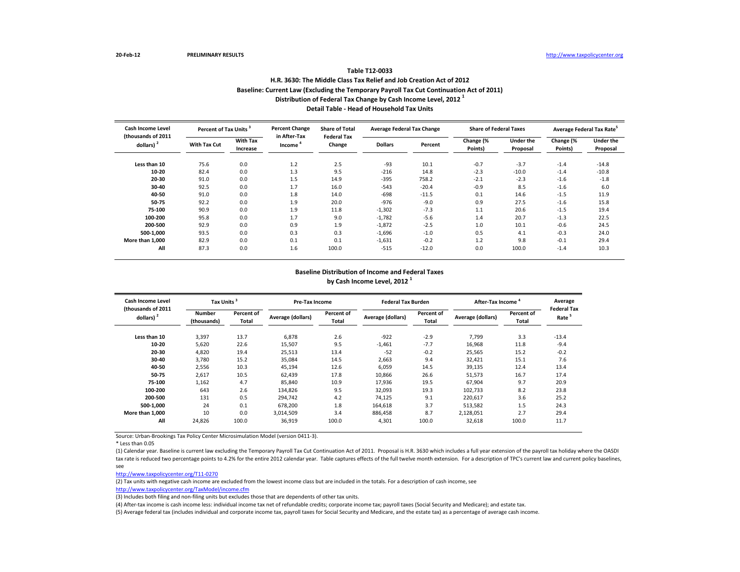20-Feb-12 PRELIMINARY RESULTS http://www.taxpolicycenter.org

## Table T12-0033

### H.R. 3630: The Middle Class Tax Relief and Job Creation Act of 2012

### Baseline: Current Law (Excluding the Temporary Payroll Tax Cut Continuation Act of 2011)

### Distribution of Federal Tax Change by Cash Income Level, 2012 [1]

### Detail Table - Head of Household Tax Units

| Cash Income Level (thousands of 2011 dollars) [2] | Percent of Tax Units [3] | | Percent Change in After-Tax Income [4] | Share of Total Federal Tax Change | Average Federal Tax Change | | Share of Federal Taxes | | Average Federal Tax Rate [5] | |
|---|---|---|---|---|---|---|---|---|---|---|
| | With Tax Cut | With Tax Increase | | | Dollars | Percent | Change (% Points) | Under the Proposal | Change (% Points) | Under the Proposal |
| Less than 10 | 75.6 | 0.0 | 1.2 | 2.5 | -93 | 10.1 | -0.7 | -3.7 | -1.4 | -14.8 |
| 10-20 | 82.4 | 0.0 | 1.3 | 9.5 | -216 | 14.8 | -2.3 | -10.0 | -1.4 | -10.8 |
| 20-30 | 91.0 | 0.0 | 1.5 | 14.9 | -395 | 758.2 | -2.1 | -2.3 | -1.6 | -1.8 |
| 30-40 | 92.5 | 0.0 | 1.7 | 16.0 | -543 | -20.4 | -0.9 | 8.5 | -1.6 | 6.0 |
| 40-50 | 91.0 | 0.0 | 1.8 | 14.0 | -698 | -11.5 | 0.1 | 14.6 | -1.5 | 11.9 |
| 50-75 | 92.2 | 0.0 | 1.9 | 20.0 | -976 | -9.0 | 0.9 | 27.5 | -1.6 | 15.8 |
| 75-100 | 90.9 | 0.0 | 1.9 | 11.8 | -1,302 | -7.3 | 1.1 | 20.6 | -1.5 | 19.4 |
| 100-200 | 95.8 | 0.0 | 1.7 | 9.0 | -1,782 | -5.6 | 1.4 | 20.7 | -1.3 | 22.5 |
| 200-500 | 92.9 | 0.0 | 0.9 | 1.9 | -1,872 | -2.5 | 1.0 | 10.1 | -0.6 | 24.5 |
| 500-1,000 | 93.5 | 0.0 | 0.3 | 0.3 | -1,696 | -1.0 | 0.5 | 4.1 | -0.3 | 24.0 |
| More than 1,000 | 82.9 | 0.0 | 0.1 | 0.1 | -1,631 | -0.2 | 1.2 | 9.8 | -0.1 | 29.4 |
| All | 87.3 | 0.0 | 1.6 | 100.0 | -515 | -12.0 | 0.0 | 100.0 | -1.4 | 10.3 |

### Baseline Distribution of Income and Federal Taxes by Cash Income Level, 2012 [1]

| Cash Income Level (thousands of 2011 dollars) [2] | Tax Units [3] | | Pre-Tax Income | | Federal Tax Burden | | After-Tax Income [4] | | Average Federal Tax Rate [5] |
|---|---|---|---|---|---|---|---|---|---|
| | Number (thousands) | Percent of Total | Average (dollars) | Percent of Total | Average (dollars) | Percent of Total | Average (dollars) | Percent of Total | |
| Less than 10 | 3,397 | 13.7 | 6,878 | 2.6 | -922 | -2.9 | 7,799 | 3.3 | -13.4 |
| 10-20 | 5,620 | 22.6 | 15,507 | 9.5 | -1,461 | -7.7 | 16,968 | 11.8 | -9.4 |
| 20-30 | 4,820 | 19.4 | 25,513 | 13.4 | -52 | -0.2 | 25,565 | 15.2 | -0.2 |
| 30-40 | 3,780 | 15.2 | 35,084 | 14.5 | 2,663 | 9.4 | 32,421 | 15.1 | 7.6 |
| 40-50 | 2,556 | 10.3 | 45,194 | 12.6 | 6,059 | 14.5 | 39,135 | 12.4 | 13.4 |
| 50-75 | 2,617 | 10.5 | 62,439 | 17.8 | 10,866 | 26.6 | 51,573 | 16.7 | 17.4 |
| 75-100 | 1,162 | 4.7 | 85,840 | 10.9 | 17,936 | 19.5 | 67,904 | 9.7 | 20.9 |
| 100-200 | 643 | 2.6 | 134,826 | 9.5 | 32,093 | 19.3 | 102,733 | 8.2 | 23.8 |
| 200-500 | 131 | 0.5 | 294,742 | 4.2 | 74,125 | 9.1 | 220,617 | 3.6 | 25.2 |
| 500-1,000 | 24 | 0.1 | 678,200 | 1.8 | 164,618 | 3.7 | 513,582 | 1.5 | 24.3 |
| More than 1,000 | 10 | 0.0 | 3,014,509 | 3.4 | 886,458 | 8.7 | 2,128,051 | 2.7 | 29.4 |
| All | 24,826 | 100.0 | 36,919 | 100.0 | 4,301 | 100.0 | 32,618 | 100.0 | 11.7 |

Source: Urban-Brookings Tax Policy Center Microsimulation Model (version 0411-3).

\* Less than 0.05

(1) Calendar year. Baseline is current law excluding the Temporary Payroll Tax Cut Continuation Act of 2011. Proposal is H.R. 3630 which includes a full year extension of the payroll tax holiday where the OASDI tax rate is reduced two percentage points to 4.2% for the entire 2012 calendar year. Table captures effects of the full twelve month extension. For a description of TPC's current law and current policy baselines, see http://www.taxpolicycenter.org/T11-0270

(2) Tax units with negative cash income are excluded from the lowest income class but are included in the totals. For a description of cash income, see http://www.taxpolicycenter.org/TaxModel/income.cfm

(3) Includes both filing and non-filing units but excludes those that are dependents of other tax units.

(4) After-tax income is cash income less: individual income tax net of refundable credits; corporate income tax; payroll taxes (Social Security and Medicare); and estate tax.

(5) Average federal tax (includes individual and corporate income tax, payroll taxes for Social Security and Medicare, and the estate tax) as a percentage of average cash income.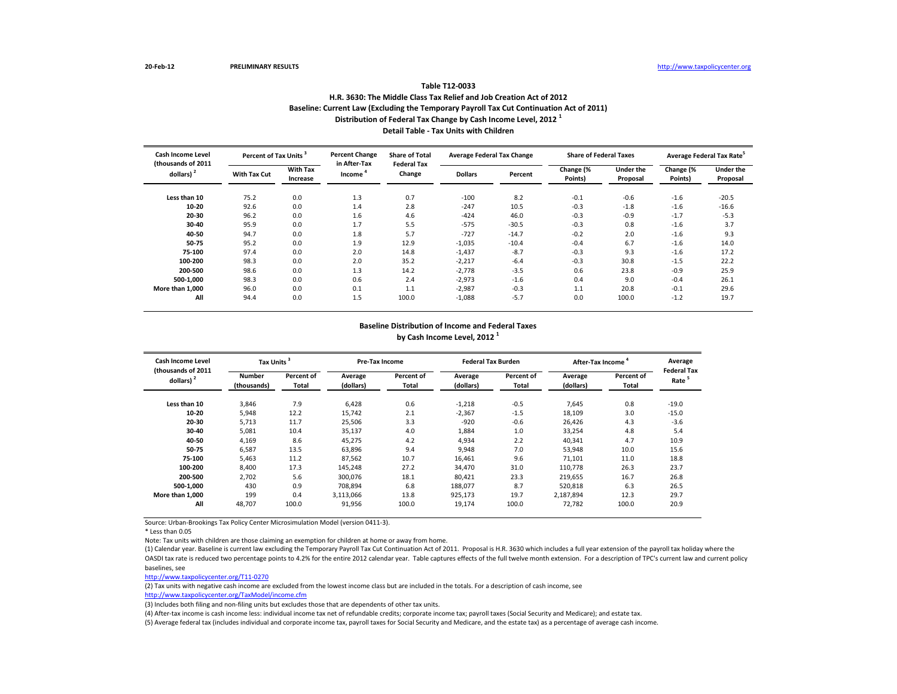PRELIMINARY RESULTS

## Table T12-0033

### H.R. 3630: The Middle Class Tax Relief and Job Creation Act of 2012
### Baseline: Current Law (Excluding the Temporary Payroll Tax Cut Continuation Act of 2011)
### Distribution of Federal Tax Change by Cash Income Level, 2012 [1]
### Detail Table - Tax Units with Children

| Cash Income Level (thousands of 2011 dollars) [2] | Percent of Tax Units [3] | | Percent Change in After-Tax Income [4] | Share of Total Federal Tax Change | Average Federal Tax Change | | Share of Federal Taxes | | Average Federal Tax Rate [5] | |
|---|---|---|---|---|---|---|---|---|---|---|
| | With Tax Cut | With Tax Increase | | | Dollars | Percent | Change (% Points) | Under the Proposal | Change (% Points) | Under the Proposal |
| Less than 10 | 75.2 | 0.0 | 1.3 | 0.7 | -100 | 8.2 | -0.1 | -0.6 | -1.6 | -20.5 |
| 10-20 | 92.6 | 0.0 | 1.4 | 2.8 | -247 | 10.5 | -0.3 | -1.8 | -1.6 | -16.6 |
| 20-30 | 96.2 | 0.0 | 1.6 | 4.6 | -424 | 46.0 | -0.3 | -0.9 | -1.7 | -5.3 |
| 30-40 | 95.9 | 0.0 | 1.7 | 5.5 | -575 | -30.5 | -0.3 | 0.8 | -1.6 | 3.7 |
| 40-50 | 94.7 | 0.0 | 1.8 | 5.7 | -727 | -14.7 | -0.2 | 2.0 | -1.6 | 9.3 |
| 50-75 | 95.2 | 0.0 | 1.9 | 12.9 | -1,035 | -10.4 | -0.4 | 6.7 | -1.6 | 14.0 |
| 75-100 | 97.4 | 0.0 | 2.0 | 14.8 | -1,437 | -8.7 | -0.3 | 9.3 | -1.6 | 17.2 |
| 100-200 | 98.3 | 0.0 | 2.0 | 35.2 | -2,217 | -6.4 | -0.3 | 30.8 | -1.5 | 22.2 |
| 200-500 | 98.6 | 0.0 | 1.3 | 14.2 | -2,778 | -3.5 | 0.6 | 23.8 | -0.9 | 25.9 |
| 500-1,000 | 98.3 | 0.0 | 0.6 | 2.4 | -2,973 | -1.6 | 0.4 | 9.0 | -0.4 | 26.1 |
| More than 1,000 | 96.0 | 0.0 | 0.1 | 1.1 | -2,987 | -0.3 | 1.1 | 20.8 | -0.1 | 29.6 |
| All | 94.4 | 0.0 | 1.5 | 100.0 | -1,088 | -5.7 | 0.0 | 100.0 | -1.2 | 19.7 |

### Baseline Distribution of Income and Federal Taxes
### by Cash Income Level, 2012 [1]

| Cash Income Level (thousands of 2011 dollars) [2] | Tax Units [3] | | Pre-Tax Income | | Federal Tax Burden | | After-Tax Income [4] | | Average Federal Tax Rate [5] |
|---|---|---|---|---|---|---|---|---|---|
| | Number (thousands) | Percent of Total | Average (dollars) | Percent of Total | Average (dollars) | Percent of Total | Average (dollars) | Percent of Total | |
| Less than 10 | 3,846 | 7.9 | 6,428 | 0.6 | -1,218 | -0.5 | 7,645 | 0.8 | -19.0 |
| 10-20 | 5,948 | 12.2 | 15,742 | 2.1 | -2,367 | -1.5 | 18,109 | 3.0 | -15.0 |
| 20-30 | 5,713 | 11.7 | 25,506 | 3.3 | -920 | -0.6 | 26,426 | 4.3 | -3.6 |
| 30-40 | 5,081 | 10.4 | 35,137 | 4.0 | 1,884 | 1.0 | 33,254 | 4.8 | 5.4 |
| 40-50 | 4,169 | 8.6 | 45,275 | 4.2 | 4,934 | 2.2 | 40,341 | 4.7 | 10.9 |
| 50-75 | 6,587 | 13.5 | 63,896 | 9.4 | 9,948 | 7.0 | 53,948 | 10.0 | 15.6 |
| 75-100 | 5,463 | 11.2 | 87,562 | 10.7 | 16,461 | 9.6 | 71,101 | 11.0 | 18.8 |
| 100-200 | 8,400 | 17.3 | 145,248 | 27.2 | 34,470 | 31.0 | 110,778 | 26.3 | 23.7 |
| 200-500 | 2,702 | 5.6 | 300,076 | 18.1 | 80,421 | 23.3 | 219,655 | 16.7 | 26.8 |
| 500-1,000 | 430 | 0.9 | 708,894 | 6.8 | 188,077 | 8.7 | 520,818 | 6.3 | 26.5 |
| More than 1,000 | 199 | 0.4 | 3,113,066 | 13.8 | 925,173 | 19.7 | 2,187,894 | 12.3 | 29.7 |
| All | 48,707 | 100.0 | 91,956 | 100.0 | 19,174 | 100.0 | 72,782 | 100.0 | 20.9 |

Source: Urban-Brookings Tax Policy Center Microsimulation Model (version 0411-3).

* Less than 0.05

Note: Tax units with children are those claiming an exemption for children at home or away from home.

(1) Calendar year. Baseline is current law excluding the Temporary Payroll Tax Cut Continuation Act of 2011. Proposal is H.R. 3630 which includes a full year extension of the payroll tax holiday where the OASDI tax rate is reduced two percentage points to 4.2% for the entire 2012 calendar year. Table captures effects of the full twelve month extension. For a description of TPC's current law and current policy baselines, see

http://www.taxpolicycenter.org/T11-0270

(2) Tax units with negative cash income are excluded from the lowest income class but are included in the totals. For a description of cash income, see

http://www.taxpolicycenter.org/TaxModel/income.cfm

(3) Includes both filing and non-filing units but excludes those that are dependents of other tax units.

(4) After-tax income is cash income less: individual income tax net of refundable credits; corporate income tax; payroll taxes (Social Security and Medicare); and estate tax.

(5) Average federal tax (includes individual and corporate income tax, payroll taxes for Social Security and Medicare, and the estate tax) as a percentage of average cash income.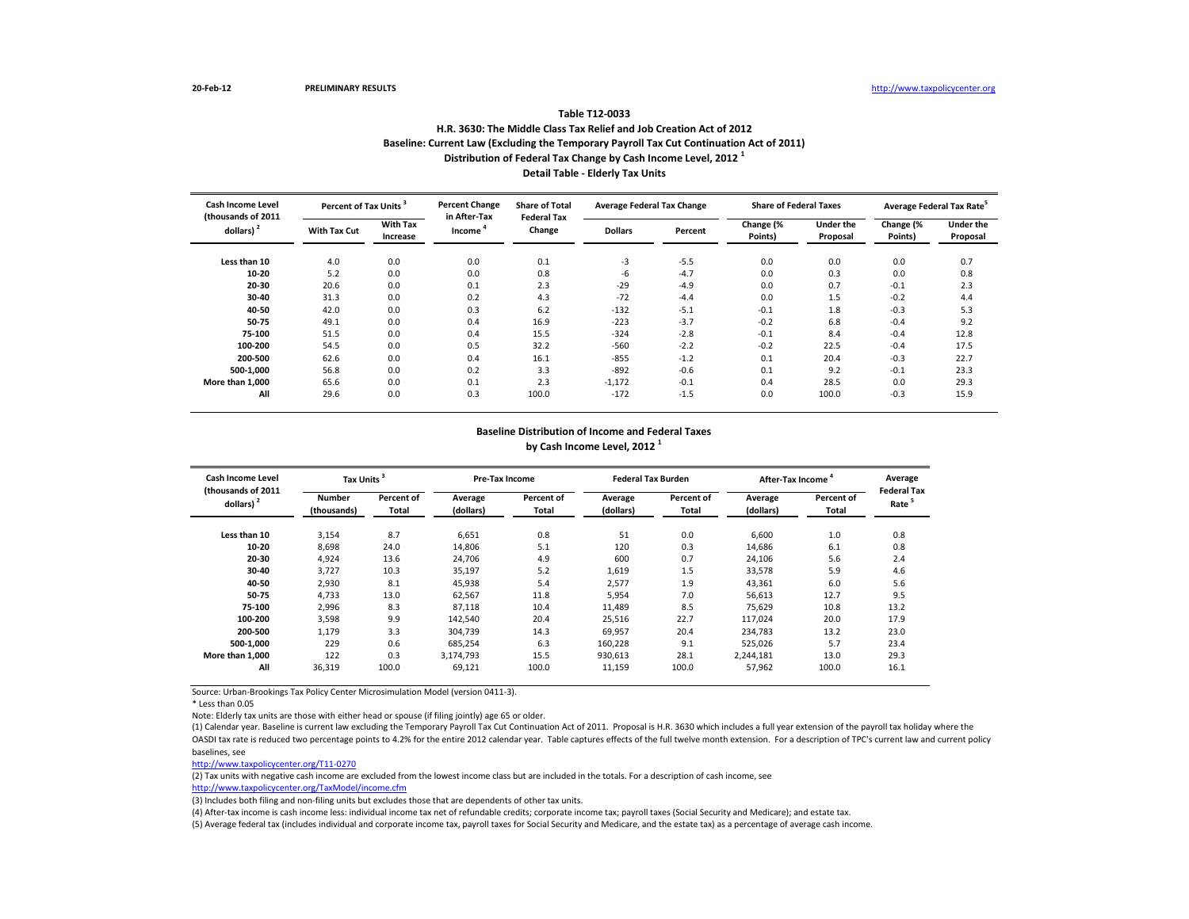20-Feb-12 **PRELIMINARY RESULTS** http://www.taxpolicycenter.org

### Table T12-0033

### H.R. 3630: The Middle Class Tax Relief and Job Creation Act of 2012

### Baseline: Current Law (Excluding the Temporary Payroll Tax Cut Continuation Act of 2011)

### Distribution of Federal Tax Change by Cash Income Level, 2012 [1]

### Detail Table - Elderly Tax Units

| Cash Income Level (thousands of 2011 dollars) [2] | Percent of Tax Units [3] | | Percent Change in After-Tax Income [4] | Share of Total Federal Tax Change | Average Federal Tax Change | | Share of Federal Taxes | | Average Federal Tax Rate[5] | |
|---|---|---|---|---|---|---|---|---|---|---|
| | With Tax Cut | With Tax Increase | | | Dollars | Percent | Change (% Points) | Under the Proposal | Change (% Points) | Under the Proposal |
| Less than 10 | 4.0 | 0.0 | 0.0 | 0.1 | -3 | -5.5 | 0.0 | 0.0 | 0.0 | 0.7 |
| 10-20 | 5.2 | 0.0 | 0.0 | 0.8 | -6 | -4.7 | 0.0 | 0.3 | 0.0 | 0.8 |
| 20-30 | 20.6 | 0.0 | 0.1 | 2.3 | -29 | -4.9 | 0.0 | 0.7 | -0.1 | 2.3 |
| 30-40 | 31.3 | 0.0 | 0.2 | 4.3 | -72 | -4.4 | 0.0 | 1.5 | -0.2 | 4.4 |
| 40-50 | 42.0 | 0.0 | 0.3 | 6.2 | -132 | -5.1 | -0.1 | 1.8 | -0.3 | 5.3 |
| 50-75 | 49.1 | 0.0 | 0.4 | 16.9 | -223 | -3.7 | -0.2 | 6.8 | -0.4 | 9.2 |
| 75-100 | 51.5 | 0.0 | 0.4 | 15.5 | -324 | -2.8 | -0.1 | 8.4 | -0.4 | 12.8 |
| 100-200 | 54.5 | 0.0 | 0.5 | 32.2 | -560 | -2.2 | -0.2 | 22.5 | -0.4 | 17.5 |
| 200-500 | 62.6 | 0.0 | 0.4 | 16.1 | -855 | -1.2 | 0.1 | 20.4 | -0.3 | 22.7 |
| 500-1,000 | 56.8 | 0.0 | 0.2 | 3.3 | -892 | -0.6 | 0.1 | 9.2 | -0.1 | 23.3 |
| More than 1,000 | 65.6 | 0.0 | 0.1 | 2.3 | -1,172 | -0.1 | 0.4 | 28.5 | 0.0 | 29.3 |
| All | 29.6 | 0.0 | 0.3 | 100.0 | -172 | -1.5 | 0.0 | 100.0 | -0.3 | 15.9 |

### Baseline Distribution of Income and Federal Taxes by Cash Income Level, 2012 [1]

| Cash Income Level (thousands of 2011 dollars) [2] | Tax Units [3] | | Pre-Tax Income | | Federal Tax Burden | | After-Tax Income [4] | | Average Federal Tax Rate [5] |
|---|---|---|---|---|---|---|---|---|---|
| | Number (thousands) | Percent of Total | Average (dollars) | Percent of Total | Average (dollars) | Percent of Total | Average (dollars) | Percent of Total | |
| Less than 10 | 3,154 | 8.7 | 6,651 | 0.8 | 51 | 0.0 | 6,600 | 1.0 | 0.8 |
| 10-20 | 8,698 | 24.0 | 14,806 | 5.1 | 120 | 0.3 | 14,686 | 6.1 | 0.8 |
| 20-30 | 4,924 | 13.6 | 24,706 | 4.9 | 600 | 0.7 | 24,106 | 5.6 | 2.4 |
| 30-40 | 3,727 | 10.3 | 35,197 | 5.2 | 1,619 | 1.5 | 33,578 | 5.9 | 4.6 |
| 40-50 | 2,930 | 8.1 | 45,938 | 5.4 | 2,577 | 1.9 | 43,361 | 6.0 | 5.6 |
| 50-75 | 4,733 | 13.0 | 62,567 | 11.8 | 5,954 | 7.0 | 56,613 | 12.7 | 9.5 |
| 75-100 | 2,996 | 8.3 | 87,118 | 10.4 | 11,489 | 8.5 | 75,629 | 10.8 | 13.2 |
| 100-200 | 3,598 | 9.9 | 142,540 | 20.4 | 25,516 | 22.7 | 117,024 | 20.0 | 17.9 |
| 200-500 | 1,179 | 3.3 | 304,739 | 14.3 | 69,957 | 20.4 | 234,783 | 13.2 | 23.0 |
| 500-1,000 | 229 | 0.6 | 685,254 | 6.3 | 160,228 | 9.1 | 525,026 | 5.7 | 23.4 |
| More than 1,000 | 122 | 0.3 | 3,174,793 | 15.5 | 930,613 | 28.1 | 2,244,181 | 13.0 | 29.3 |
| All | 36,319 | 100.0 | 69,121 | 100.0 | 11,159 | 100.0 | 57,962 | 100.0 | 16.1 |

Source: Urban-Brookings Tax Policy Center Microsimulation Model (version 0411-3).

\* Less than 0.05

Note: Elderly tax units are those with either head or spouse (if filing jointly) age 65 or older.

(1) Calendar year. Baseline is current law excluding the Temporary Payroll Tax Cut Continuation Act of 2011. Proposal is H.R. 3630 which includes a full year extension of the payroll tax holiday where the OASDI tax rate is reduced two percentage points to 4.2% for the entire 2012 calendar year. Table captures effects of the full twelve month extension. For a description of TPC's current law and current policy baselines, see

http://www.taxpolicycenter.org/T11-0270

(2) Tax units with negative cash income are excluded from the lowest income class but are included in the totals. For a description of cash income, see

http://www.taxpolicycenter.org/TaxModel/income.cfm

(3) Includes both filing and non-filing units but excludes those that are dependents of other tax units.

(4) After-tax income is cash income less: individual income tax net of refundable credits; corporate income tax; payroll taxes (Social Security and Medicare); and estate tax.

(5) Average federal tax (includes individual and corporate income tax, payroll taxes for Social Security and Medicare, and the estate tax) as a percentage of average cash income.